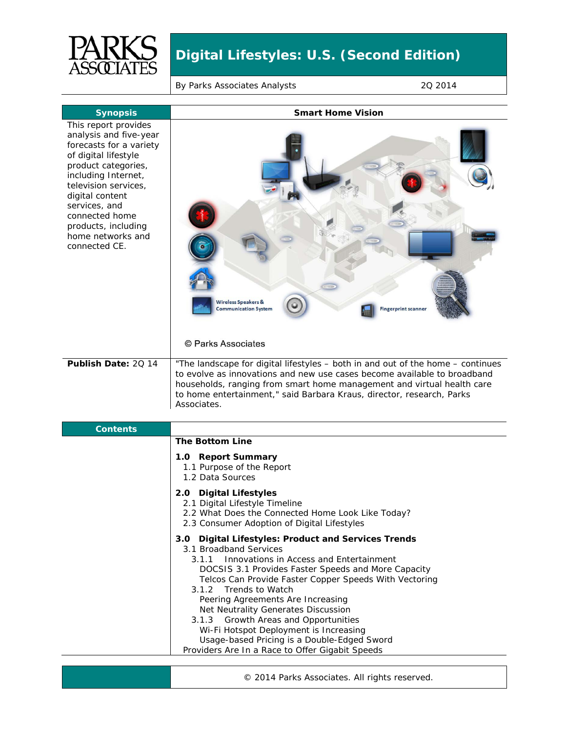# Digital Lifestyles: U.S. (Second Edition)

By Parks Associates Analysts — 2Q 2014

## Synopsis

This report provides analysis and five-year forecasts for a variety of digital lifestyle product categories, including Internet, television services, digital content services, and connected home products, including home networks and connected CE.

## Smart Home Vision

Wireless Speakers & Communication System

Fingerprint scanner

© Parks Associates

**Publish Date:** 2Q 14

"The landscape for digital lifestyles – both in and out of the home – continues to evolve as innovations and new use cases become available to broadband households, ranging from smart home management and virtual health care to home entertainment," said Barbara Kraus, director, research, Parks Associates.

## Contents

**The Bottom Line**

**1.0 Report Summary**
- 1.1 Purpose of the Report
- 1.2 Data Sources

**2.0 Digital Lifestyles**
- 2.1 Digital Lifestyle Timeline
- 2.2 What Does the Connected Home Look Like Today?
- 2.3 Consumer Adoption of Digital Lifestyles

**3.0 Digital Lifestyles: Product and Services Trends**
- 3.1 Broadband Services
  - 3.1.1 Innovations in Access and Entertainment
    - DOCSIS 3.1 Provides Faster Speeds and More Capacity
    - Telcos Can Provide Faster Copper Speeds With Vectoring
  - 3.1.2 Trends to Watch
    - Peering Agreements Are Increasing
    - Net Neutrality Generates Discussion
  - 3.1.3 Growth Areas and Opportunities
    - Wi-Fi Hotspot Deployment is Increasing
    - Usage-based Pricing is a Double-Edged Sword
- Providers Are In a Race to Offer Gigabit Speeds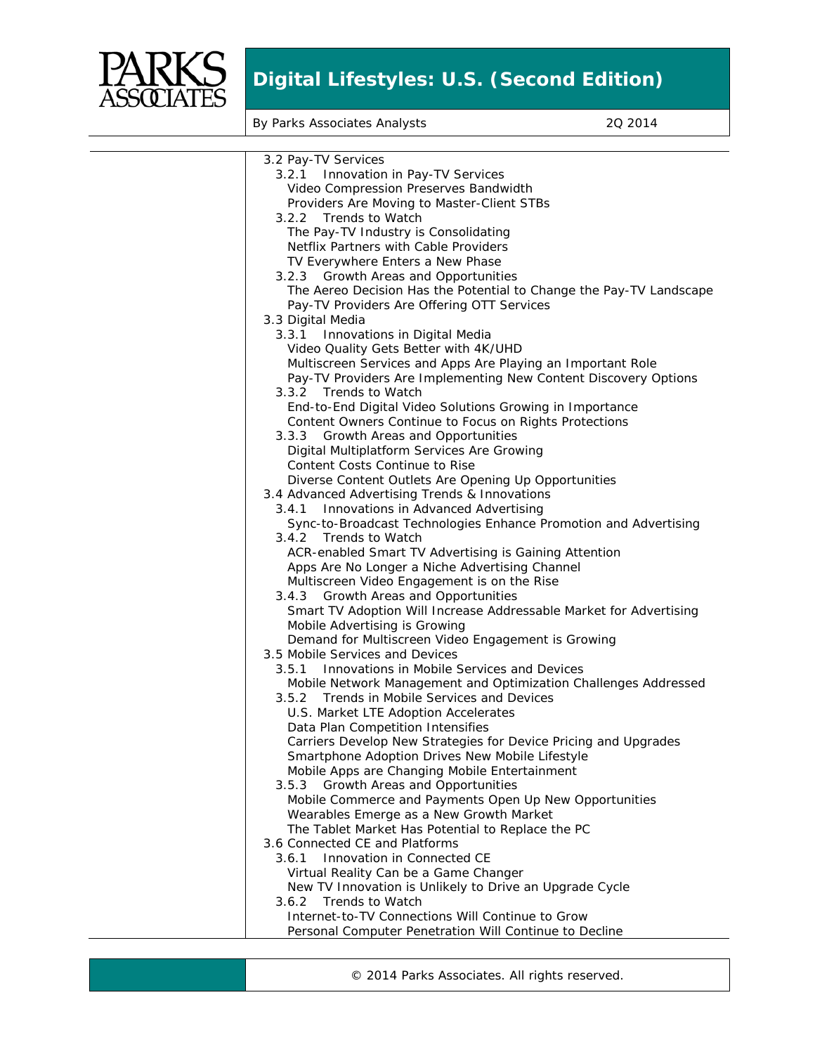- 3.2 Pay-TV Services
  - 3.2.1 Innovation in Pay-TV Services
    - Video Compression Preserves Bandwidth
    - Providers Are Moving to Master-Client STBs
  - 3.2.2 Trends to Watch
    - The Pay-TV Industry is Consolidating
    - Netflix Partners with Cable Providers
    - TV Everywhere Enters a New Phase
  - 3.2.3 Growth Areas and Opportunities
    - The Aereo Decision Has the Potential to Change the Pay-TV Landscape
    - Pay-TV Providers Are Offering OTT Services
- 3.3 Digital Media
  - 3.3.1 Innovations in Digital Media
    - Video Quality Gets Better with 4K/UHD
    - Multiscreen Services and Apps Are Playing an Important Role
    - Pay-TV Providers Are Implementing New Content Discovery Options
  - 3.3.2 Trends to Watch
    - End-to-End Digital Video Solutions Growing in Importance
    - Content Owners Continue to Focus on Rights Protections
  - 3.3.3 Growth Areas and Opportunities
    - Digital Multiplatform Services Are Growing
    - Content Costs Continue to Rise
    - Diverse Content Outlets Are Opening Up Opportunities
- 3.4 Advanced Advertising Trends & Innovations
  - 3.4.1 Innovations in Advanced Advertising
    - Sync-to-Broadcast Technologies Enhance Promotion and Advertising
  - 3.4.2 Trends to Watch
    - ACR-enabled Smart TV Advertising is Gaining Attention
    - Apps Are No Longer a Niche Advertising Channel
    - Multiscreen Video Engagement is on the Rise
  - 3.4.3 Growth Areas and Opportunities
    - Smart TV Adoption Will Increase Addressable Market for Advertising
    - Mobile Advertising is Growing
    - Demand for Multiscreen Video Engagement is Growing
- 3.5 Mobile Services and Devices
  - 3.5.1 Innovations in Mobile Services and Devices
    - Mobile Network Management and Optimization Challenges Addressed
  - 3.5.2 Trends in Mobile Services and Devices
    - U.S. Market LTE Adoption Accelerates
    - Data Plan Competition Intensifies
    - Carriers Develop New Strategies for Device Pricing and Upgrades
    - Smartphone Adoption Drives New Mobile Lifestyle
    - Mobile Apps are Changing Mobile Entertainment
  - 3.5.3 Growth Areas and Opportunities
    - Mobile Commerce and Payments Open Up New Opportunities
    - Wearables Emerge as a New Growth Market
    - The Tablet Market Has Potential to Replace the PC
- 3.6 Connected CE and Platforms
  - 3.6.1 Innovation in Connected CE
    - Virtual Reality Can be a Game Changer
    - New TV Innovation is Unlikely to Drive an Upgrade Cycle
  - 3.6.2 Trends to Watch
    - Internet-to-TV Connections Will Continue to Grow
    - Personal Computer Penetration Will Continue to Decline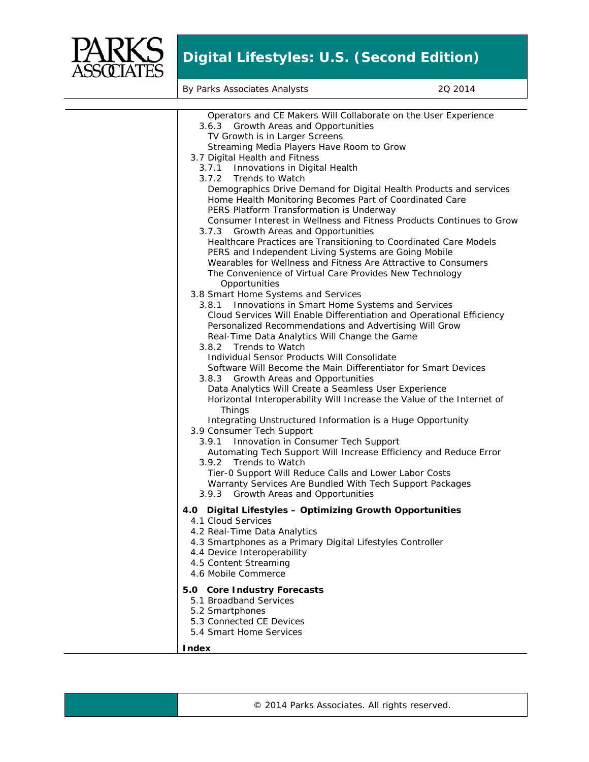Operators and CE Makers Will Collaborate on the User Experience

- 3.6.3 Growth Areas and Opportunities
  - TV Growth is in Larger Screens
  - Streaming Media Players Have Room to Grow
- 3.7 Digital Health and Fitness
  - 3.7.1 Innovations in Digital Health
  - 3.7.2 Trends to Watch
    - Demographics Drive Demand for Digital Health Products and services
    - Home Health Monitoring Becomes Part of Coordinated Care
    - PERS Platform Transformation is Underway
    - Consumer Interest in Wellness and Fitness Products Continues to Grow
  - 3.7.3 Growth Areas and Opportunities
    - Healthcare Practices are Transitioning to Coordinated Care Models
    - PERS and Independent Living Systems are Going Mobile
    - Wearables for Wellness and Fitness Are Attractive to Consumers
    - The Convenience of Virtual Care Provides New Technology Opportunities
- 3.8 Smart Home Systems and Services
  - 3.8.1 Innovations in Smart Home Systems and Services
    - Cloud Services Will Enable Differentiation and Operational Efficiency
    - Personalized Recommendations and Advertising Will Grow
    - Real-Time Data Analytics Will Change the Game
  - 3.8.2 Trends to Watch
    - Individual Sensor Products Will Consolidate
    - Software Will Become the Main Differentiator for Smart Devices
  - 3.8.3 Growth Areas and Opportunities
    - Data Analytics Will Create a Seamless User Experience
    - Horizontal Interoperability Will Increase the Value of the Internet of Things
    - Integrating Unstructured Information is a Huge Opportunity
- 3.9 Consumer Tech Support
  - 3.9.1 Innovation in Consumer Tech Support
    - Automating Tech Support Will Increase Efficiency and Reduce Error
  - 3.9.2 Trends to Watch
    - Tier-0 Support Will Reduce Calls and Lower Labor Costs
    - Warranty Services Are Bundled With Tech Support Packages
  - 3.9.3 Growth Areas and Opportunities

**4.0 Digital Lifestyles – Optimizing Growth Opportunities**

- 4.1 Cloud Services
- 4.2 Real-Time Data Analytics
- 4.3 Smartphones as a Primary Digital Lifestyles Controller
- 4.4 Device Interoperability
- 4.5 Content Streaming
- 4.6 Mobile Commerce

**5.0 Core Industry Forecasts**

- 5.1 Broadband Services
- 5.2 Smartphones
- 5.3 Connected CE Devices
- 5.4 Smart Home Services

**Index**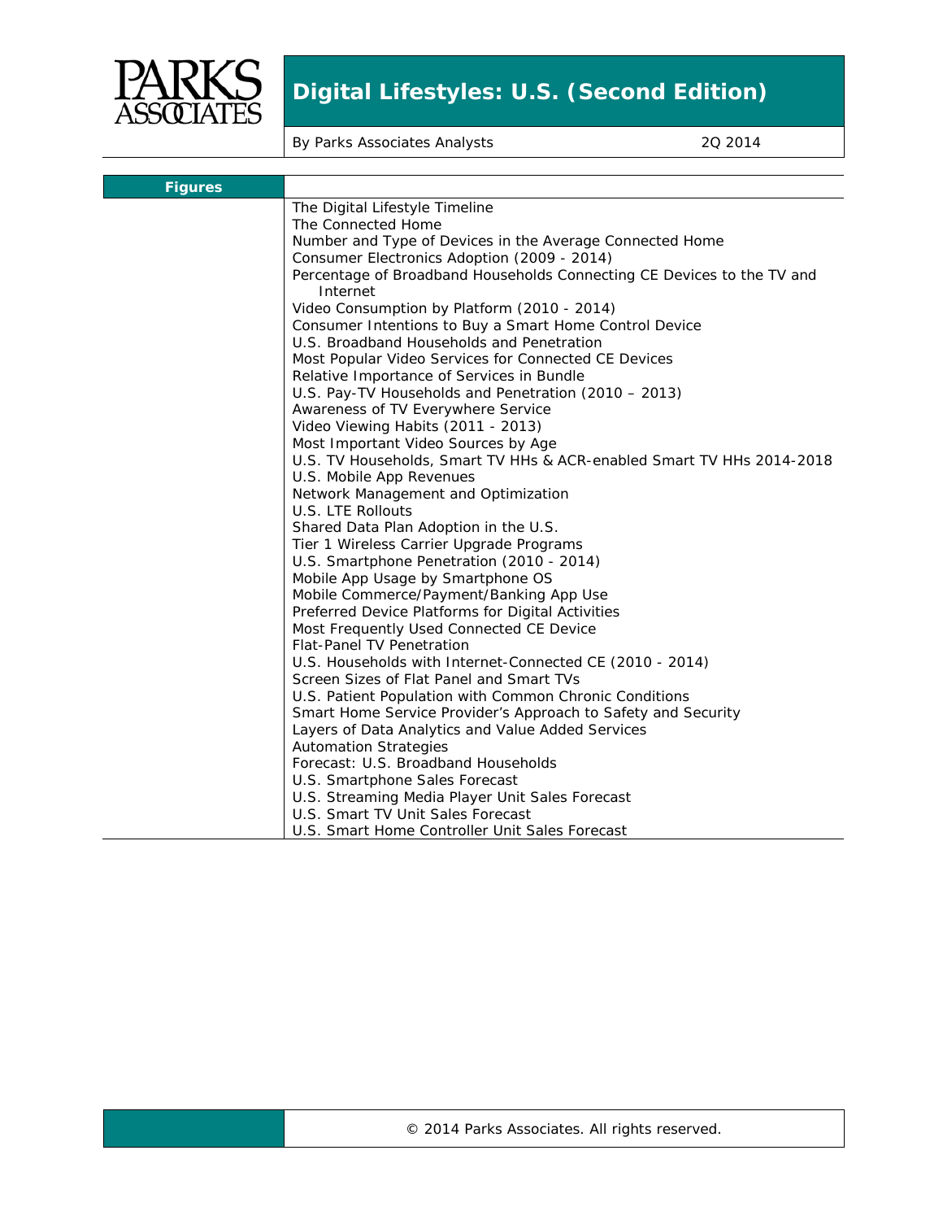# Digital Lifestyles: U.S. (Second Edition)

By Parks Associates Analysts | 2Q 2014

## Figures

- The Digital Lifestyle Timeline
- The Connected Home
- Number and Type of Devices in the Average Connected Home
- Consumer Electronics Adoption (2009 - 2014)
- Percentage of Broadband Households Connecting CE Devices to the TV and Internet
- Video Consumption by Platform (2010 - 2014)
- Consumer Intentions to Buy a Smart Home Control Device
- U.S. Broadband Households and Penetration
- Most Popular Video Services for Connected CE Devices
- Relative Importance of Services in Bundle
- U.S. Pay-TV Households and Penetration (2010 – 2013)
- Awareness of TV Everywhere Service
- Video Viewing Habits (2011 - 2013)
- Most Important Video Sources by Age
- U.S. TV Households, Smart TV HHs & ACR-enabled Smart TV HHs 2014-2018
- U.S. Mobile App Revenues
- Network Management and Optimization
- U.S. LTE Rollouts
- Shared Data Plan Adoption in the U.S.
- Tier 1 Wireless Carrier Upgrade Programs
- U.S. Smartphone Penetration (2010 - 2014)
- Mobile App Usage by Smartphone OS
- Mobile Commerce/Payment/Banking App Use
- Preferred Device Platforms for Digital Activities
- Most Frequently Used Connected CE Device
- Flat-Panel TV Penetration
- U.S. Households with Internet-Connected CE (2010 - 2014)
- Screen Sizes of Flat Panel and Smart TVs
- U.S. Patient Population with Common Chronic Conditions
- Smart Home Service Provider's Approach to Safety and Security
- Layers of Data Analytics and Value Added Services
- Automation Strategies
- Forecast: U.S. Broadband Households
- U.S. Smartphone Sales Forecast
- U.S. Streaming Media Player Unit Sales Forecast
- U.S. Smart TV Unit Sales Forecast
- U.S. Smart Home Controller Unit Sales Forecast

© 2014 Parks Associates. All rights reserved.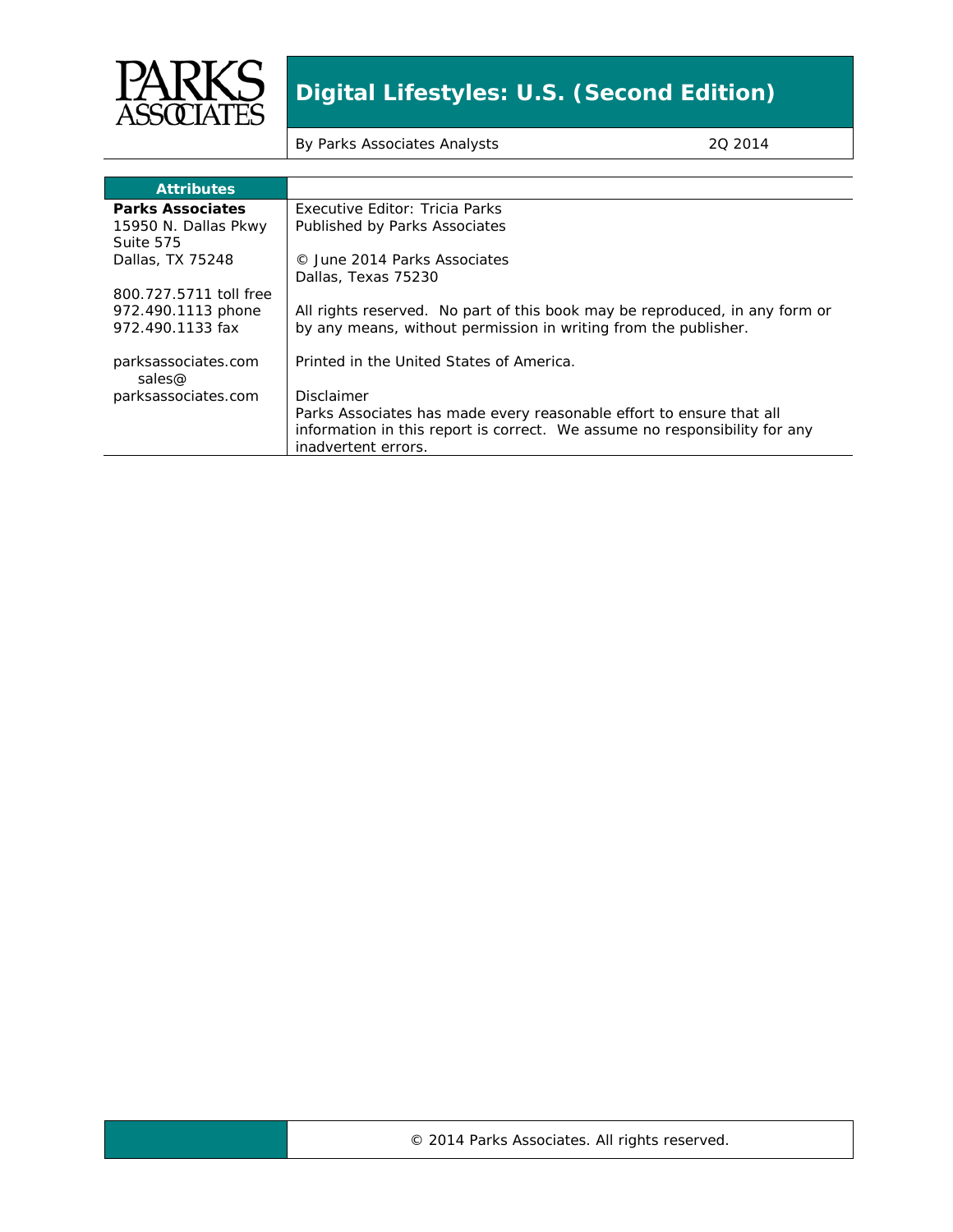PARKS ASSOCIATES

# Digital Lifestyles: U.S. (Second Edition)

By Parks Associates Analysts | 2Q 2014

| Attributes | |
|---|---|
| **Parks Associates**<br>15950 N. Dallas Pkwy<br>Suite 575<br>Dallas, TX 75248<br><br>800.727.5711 toll free<br>972.490.1113 phone<br>972.490.1133 fax<br><br>parksassociates.com<br>sales@<br>parksassociates.com | Executive Editor: Tricia Parks<br>Published by Parks Associates<br><br>© June 2014 Parks Associates<br>Dallas, Texas 75230<br><br>All rights reserved. No part of this book may be reproduced, in any form or by any means, without permission in writing from the publisher.<br><br>Printed in the United States of America.<br><br>Disclaimer<br>Parks Associates has made every reasonable effort to ensure that all information in this report is correct. We assume no responsibility for any inadvertent errors. |